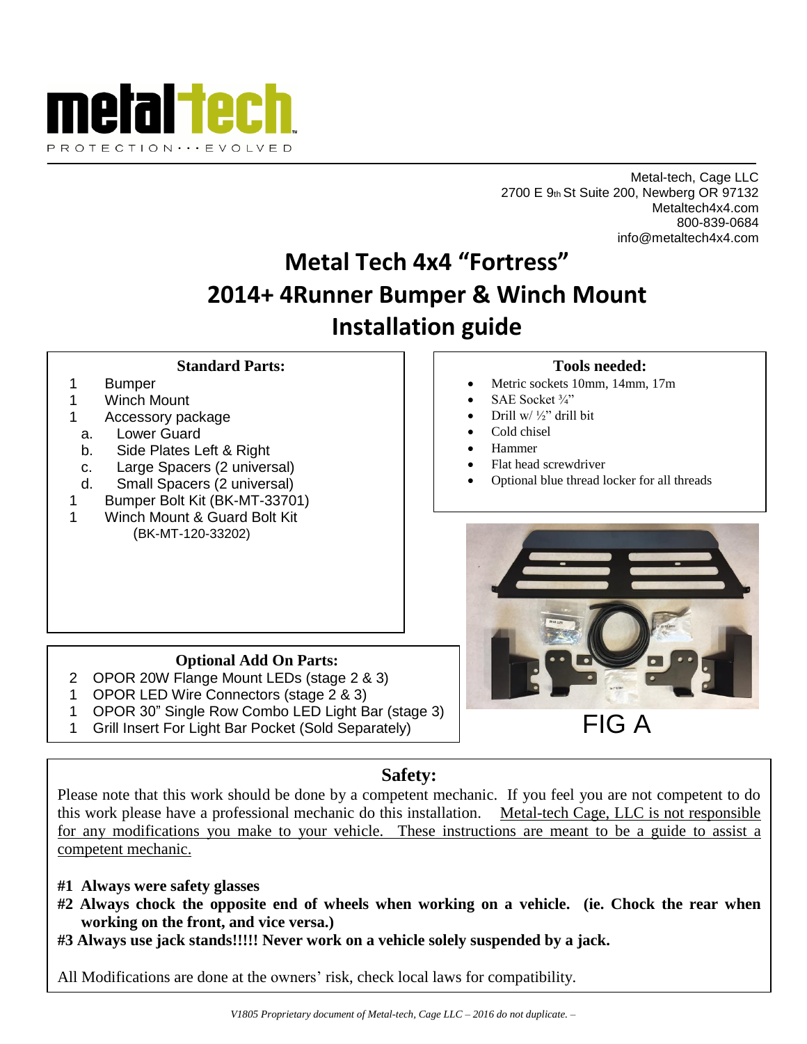metaltech
PROTECTION···EVOLVED

Metal-tech, Cage LLC
2700 E 9th St Suite 200, Newberg OR 97132
Metaltech4x4.com
800-839-0684
info@metaltech4x4.com

# Metal Tech 4x4 "Fortress"
# 2014+ 4Runner Bumper & Winch Mount
# Installation guide

**Standard Parts:**

1 Bumper
1 Winch Mount
1 Accessory package
- a. Lower Guard
- b. Side Plates Left & Right
- c. Large Spacers (2 universal)
- d. Small Spacers (2 universal)

1 Bumper Bolt Kit (BK-MT-33701)
1 Winch Mount & Guard Bolt Kit (BK-MT-120-33202)

**Tools needed:**

- Metric sockets 10mm, 14mm, 17m
- SAE Socket ¾"
- Drill w/ ½" drill bit
- Cold chisel
- Hammer
- Flat head screwdriver
- Optional blue thread locker for all threads

**Optional Add On Parts:**

2 OPOR 20W Flange Mount LEDs (stage 2 & 3)
1 OPOR LED Wire Connectors (stage 2 & 3)
1 OPOR 30" Single Row Combo LED Light Bar (stage 3)
1 Grill Insert For Light Bar Pocket (Sold Separately)

FIG A

## Safety:

Please note that this work should be done by a competent mechanic. If you feel you are not competent to do this work please have a professional mechanic do this installation. Metal-tech Cage, LLC is not responsible for any modifications you make to your vehicle. These instructions are meant to be a guide to assist a competent mechanic.

**#1 Always were safety glasses**
**#2 Always chock the opposite end of wheels when working on a vehicle. (ie. Chock the rear when working on the front, and vice versa.)**
**#3 Always use jack stands!!!!! Never work on a vehicle solely suspended by a jack.**

All Modifications are done at the owners' risk, check local laws for compatibility.

*V1805 Proprietary document of Metal-tech, Cage LLC – 2016 do not duplicate. –*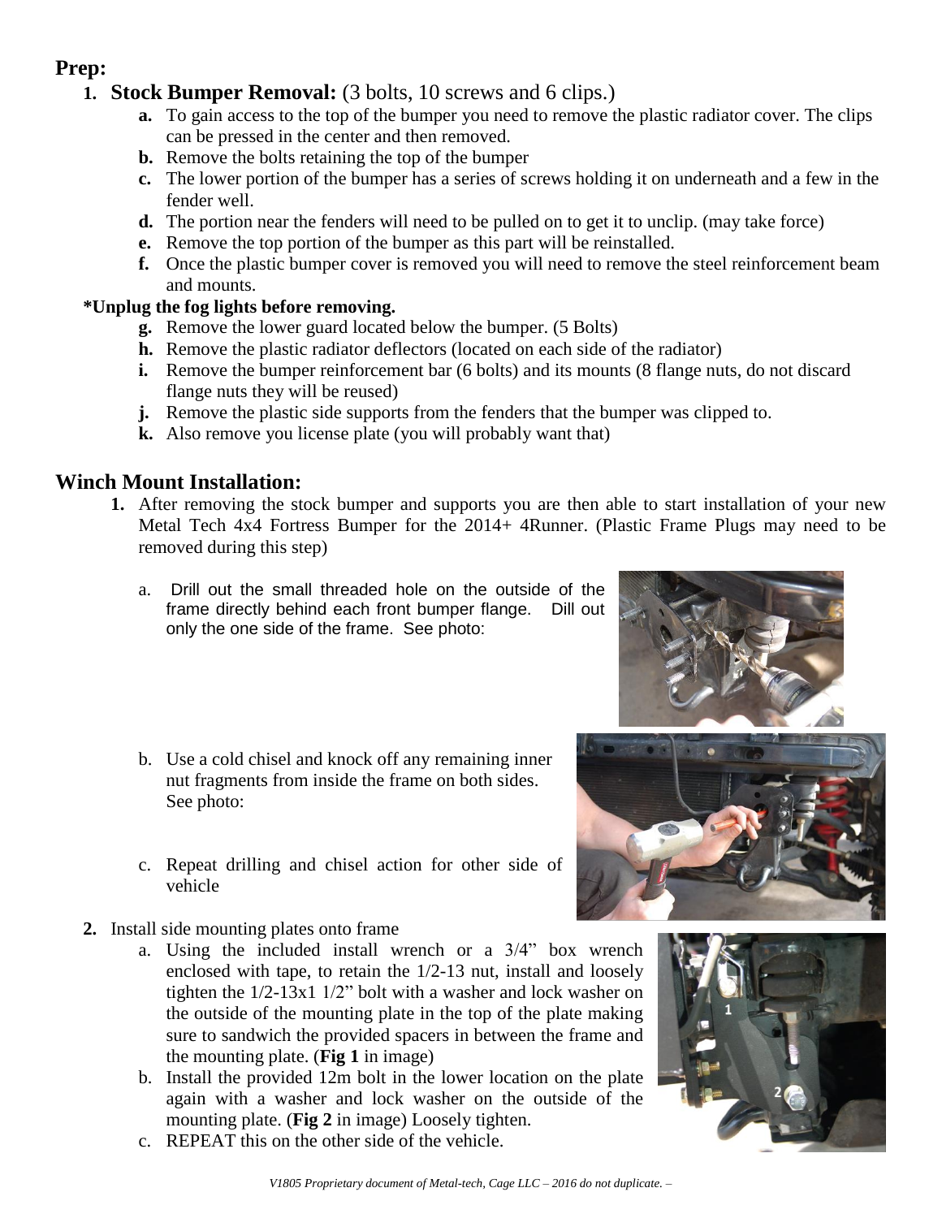## Prep:

1. **Stock Bumper Removal:** (3 bolts, 10 screws and 6 clips.)
   - **a.** To gain access to the top of the bumper you need to remove the plastic radiator cover. The clips can be pressed in the center and then removed.
   - **b.** Remove the bolts retaining the top of the bumper
   - **c.** The lower portion of the bumper has a series of screws holding it on underneath and a few in the fender well.
   - **d.** The portion near the fenders will need to be pulled on to get it to unclip. (may take force)
   - **e.** Remove the top portion of the bumper as this part will be reinstalled.
   - **f.** Once the plastic bumper cover is removed you will need to remove the steel reinforcement beam and mounts.

**\*Unplug the fog lights before removing.**

   - **g.** Remove the lower guard located below the bumper. (5 Bolts)
   - **h.** Remove the plastic radiator deflectors (located on each side of the radiator)
   - **i.** Remove the bumper reinforcement bar (6 bolts) and its mounts (8 flange nuts, do not discard flange nuts they will be reused)
   - **j.** Remove the plastic side supports from the fenders that the bumper was clipped to.
   - **k.** Also remove you license plate (you will probably want that)

## Winch Mount Installation:

1. After removing the stock bumper and supports you are then able to start installation of your new Metal Tech 4x4 Fortress Bumper for the 2014+ 4Runner. (Plastic Frame Plugs may need to be removed during this step)
   - a. Drill out the small threaded hole on the outside of the frame directly behind each front bumper flange. Dill out only the one side of the frame. See photo:
   - b. Use a cold chisel and knock off any remaining inner nut fragments from inside the frame on both sides. See photo:
   - c. Repeat drilling and chisel action for other side of vehicle
2. Install side mounting plates onto frame
   - a. Using the included install wrench or a 3/4" box wrench enclosed with tape, to retain the 1/2-13 nut, install and loosely tighten the 1/2-13x1 1/2" bolt with a washer and lock washer on the outside of the mounting plate in the top of the plate making sure to sandwich the provided spacers in between the frame and the mounting plate. (**Fig 1** in image)
   - b. Install the provided 12m bolt in the lower location on the plate again with a washer and lock washer on the outside of the mounting plate. (**Fig 2** in image) Loosely tighten.
   - c. REPEAT this on the other side of the vehicle.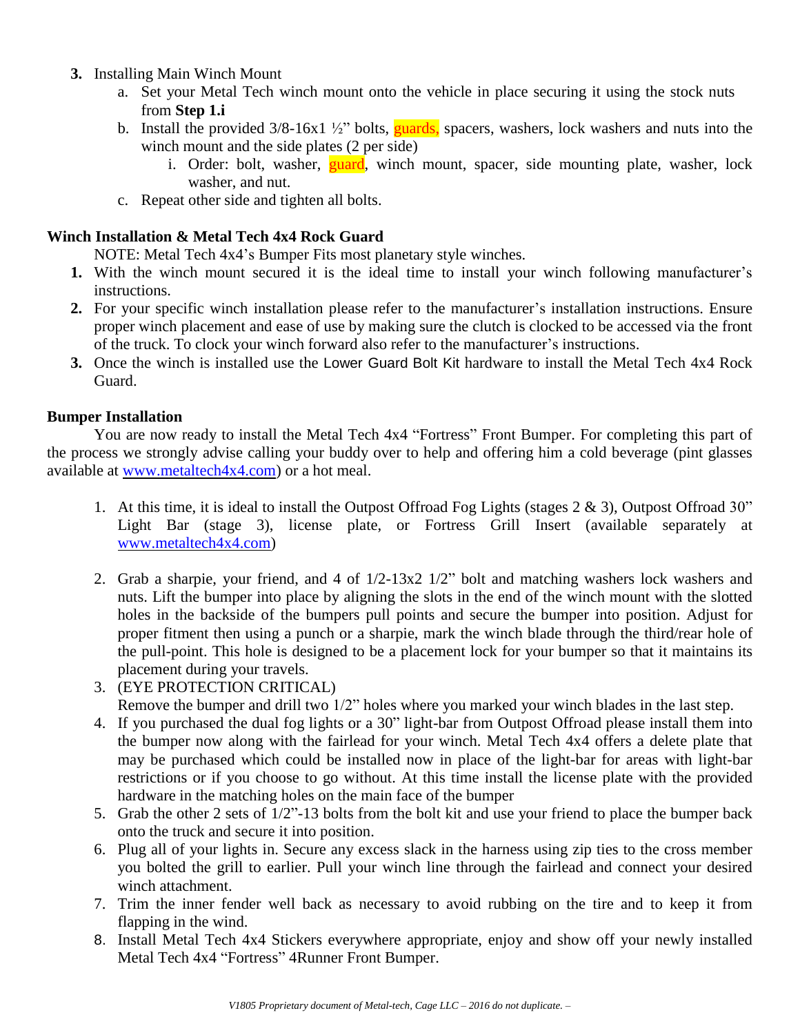3. Installing Main Winch Mount
    a. Set your Metal Tech winch mount onto the vehicle in place securing it using the stock nuts from **Step 1.i**
    b. Install the provided 3/8-16x1 ½" bolts, guards, spacers, washers, lock washers and nuts into the winch mount and the side plates (2 per side)
        i. Order: bolt, washer, guard, winch mount, spacer, side mounting plate, washer, lock washer, and nut.
    c. Repeat other side and tighten all bolts.

**Winch Installation & Metal Tech 4x4 Rock Guard**

NOTE: Metal Tech 4x4's Bumper Fits most planetary style winches.

1. With the winch mount secured it is the ideal time to install your winch following manufacturer's instructions.
2. For your specific winch installation please refer to the manufacturer's installation instructions. Ensure proper winch placement and ease of use by making sure the clutch is clocked to be accessed via the front of the truck. To clock your winch forward also refer to the manufacturer's instructions.
3. Once the winch is installed use the Lower Guard Bolt Kit hardware to install the Metal Tech 4x4 Rock Guard.

**Bumper Installation**

You are now ready to install the Metal Tech 4x4 "Fortress" Front Bumper. For completing this part of the process we strongly advise calling your buddy over to help and offering him a cold beverage (pint glasses available at www.metaltech4x4.com) or a hot meal.

1. At this time, it is ideal to install the Outpost Offroad Fog Lights (stages 2 & 3), Outpost Offroad 30" Light Bar (stage 3), license plate, or Fortress Grill Insert (available separately at www.metaltech4x4.com)

2. Grab a sharpie, your friend, and 4 of 1/2-13x2 1/2" bolt and matching washers lock washers and nuts. Lift the bumper into place by aligning the slots in the end of the winch mount with the slotted holes in the backside of the bumpers pull points and secure the bumper into position. Adjust for proper fitment then using a punch or a sharpie, mark the winch blade through the third/rear hole of the pull-point. This hole is designed to be a placement lock for your bumper so that it maintains its placement during your travels.
3. (EYE PROTECTION CRITICAL)
   Remove the bumper and drill two 1/2" holes where you marked your winch blades in the last step.
4. If you purchased the dual fog lights or a 30" light-bar from Outpost Offroad please install them into the bumper now along with the fairlead for your winch. Metal Tech 4x4 offers a delete plate that may be purchased which could be installed now in place of the light-bar for areas with light-bar restrictions or if you choose to go without. At this time install the license plate with the provided hardware in the matching holes on the main face of the bumper
5. Grab the other 2 sets of 1/2"-13 bolts from the bolt kit and use your friend to place the bumper back onto the truck and secure it into position.
6. Plug all of your lights in. Secure any excess slack in the harness using zip ties to the cross member you bolted the grill to earlier. Pull your winch line through the fairlead and connect your desired winch attachment.
7. Trim the inner fender well back as necessary to avoid rubbing on the tire and to keep it from flapping in the wind.
8. Install Metal Tech 4x4 Stickers everywhere appropriate, enjoy and show off your newly installed Metal Tech 4x4 "Fortress" 4Runner Front Bumper.